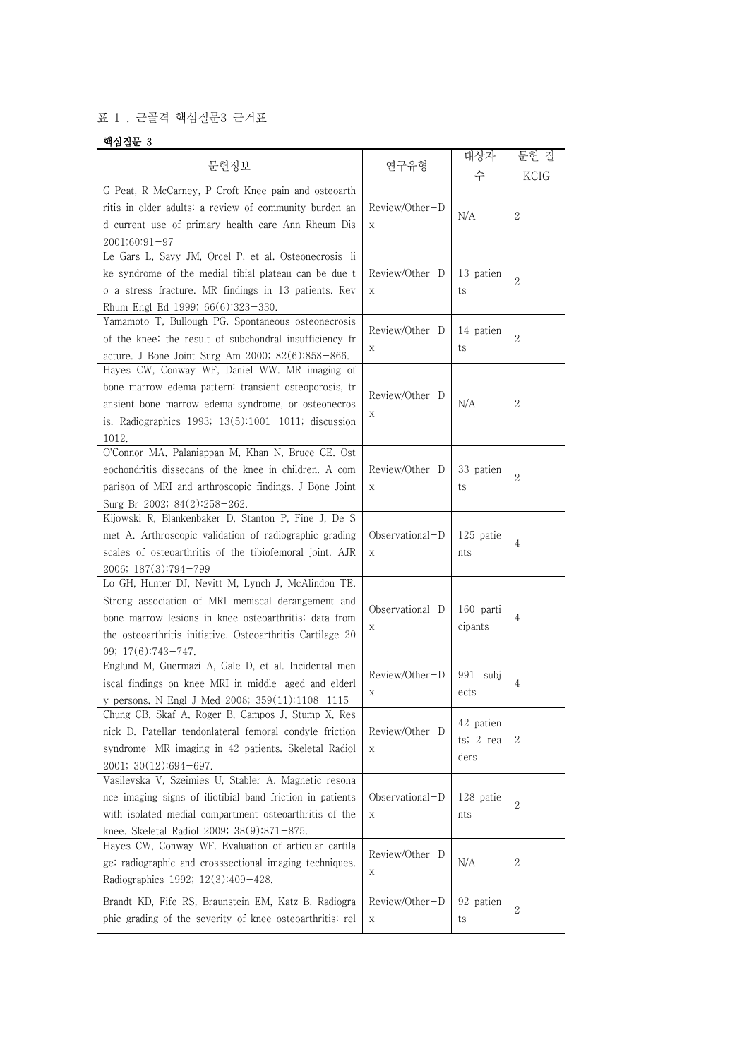표 1 . 근골격 핵심질문3 근거표

**핵심질문 3**

| 문헌정보 | 연구유형 | 대상자 수 | 문헌 질 KCIG |
|---|---|---|---|
| G Peat, R McCarney, P Croft Knee pain and osteoarthritis in older adults: a review of community burden and current use of primary health care Ann Rheum Dis 2001;60:91−97 | Review/Other−Dx | N/A | 2 |
| Le Gars L, Savy JM, Orcel P, et al. Osteonecrosis−like syndrome of the medial tibial plateau can be due to a stress fracture. MR findings in 13 patients. Rev Rhum Engl Ed 1999; 66(6):323−330. | Review/Other−Dx | 13 patients | 2 |
| Yamamoto T, Bullough PG. Spontaneous osteonecrosis of the knee: the result of subchondral insufficiency fracture. J Bone Joint Surg Am 2000; 82(6):858−866. | Review/Other−Dx | 14 patients | 2 |
| Hayes CW, Conway WF, Daniel WW. MR imaging of bone marrow edema pattern: transient osteoporosis, transient bone marrow edema syndrome, or osteonecrosis. Radiographics 1993; 13(5):1001−1011; discussion 1012. | Review/Other−Dx | N/A | 2 |
| O'Connor MA, Palaniappan M, Khan N, Bruce CE. Osteochondritis dissecans of the knee in children. A comparison of MRI and arthroscopic findings. J Bone Joint Surg Br 2002; 84(2):258−262. | Review/Other−Dx | 33 patients | 2 |
| Kijowski R, Blankenbaker D, Stanton P, Fine J, De Smet A. Arthroscopic validation of radiographic grading scales of osteoarthritis of the tibiofemoral joint. AJR 2006; 187(3):794−799 | Observational−Dx | 125 patients | 4 |
| Lo GH, Hunter DJ, Nevitt M, Lynch J, McAlindon TE. Strong association of MRI meniscal derangement and bone marrow lesions in knee osteoarthritis: data from the osteoarthritis initiative. Osteoarthritis Cartilage 2009; 17(6):743−747. | Observational−Dx | 160 participants | 4 |
| Englund M, Guermazi A, Gale D, et al. Incidental meniscal findings on knee MRI in middle−aged and elderly persons. N Engl J Med 2008; 359(11):1108−1115 | Review/Other−Dx | 991 subjects | 4 |
| Chung CB, Skaf A, Roger B, Campos J, Stump X, Resnick D. Patellar tendonlateral femoral condyle friction syndrome: MR imaging in 42 patients. Skeletal Radiol 2001; 30(12):694−697. | Review/Other−Dx | 42 patients; 2 readers | 2 |
| Vasilevska V, Szeimies U, Stabler A. Magnetic resonance imaging signs of iliotibial band friction in patients with isolated medial compartment osteoarthritis of the knee. Skeletal Radiol 2009; 38(9):871−875. | Observational−Dx | 128 patients | 2 |
| Hayes CW, Conway WF. Evaluation of articular cartilage: radiographic and crosssectional imaging techniques. Radiographics 1992; 12(3):409−428. | Review/Other−Dx | N/A | 2 |
| Brandt KD, Fife RS, Braunstein EM, Katz B. Radiographic grading of the severity of knee osteoarthritis: rel | Review/Other−Dx | 92 patients | 2 |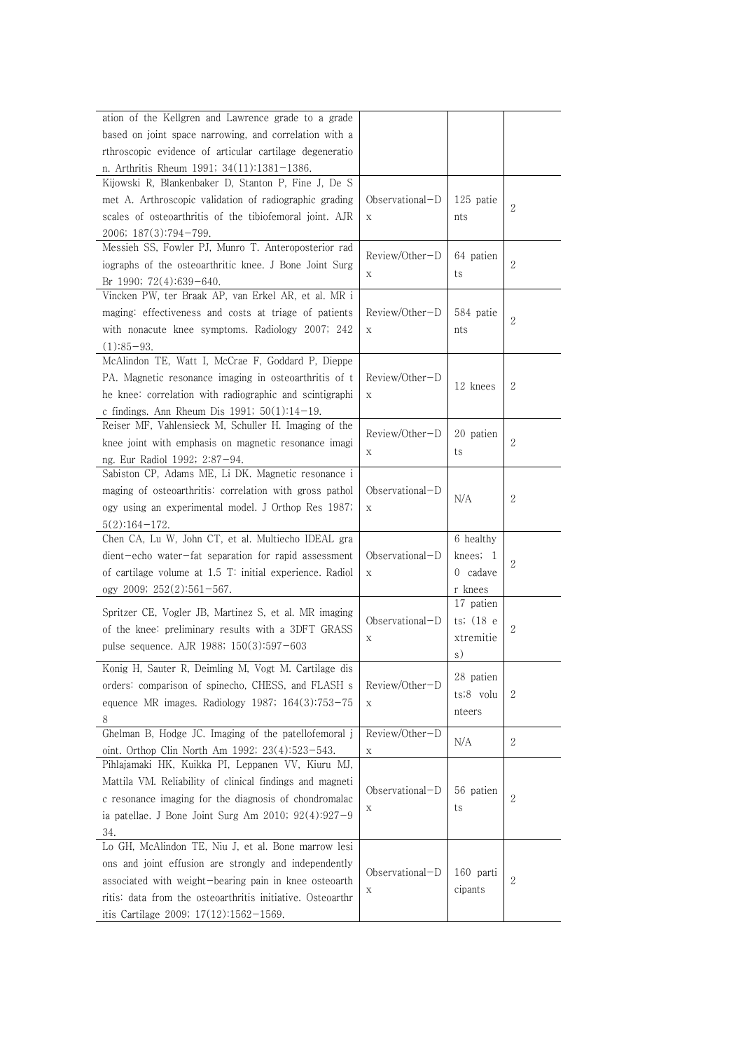| | | | |
|---|---|---|---|
| ation of the Kellgren and Lawrence grade to a grade based on joint space narrowing, and correlation with arthroscopic evidence of articular cartilage degeneration. Arthritis Rheum 1991; 34(11):1381–1386. | | | |
| Kijowski R, Blankenbaker D, Stanton P, Fine J, De Smet A. Arthroscopic validation of radiographic grading scales of osteoarthritis of the tibiofemoral joint. AJR 2006; 187(3):794–799. | Observational–Dx | 125 patients | 2 |
| Messieh SS, Fowler PJ, Munro T. Anteroposterior radiographs of the osteoarthritic knee. J Bone Joint Surg Br 1990; 72(4):639–640. | Review/Other–Dx | 64 patients | 2 |
| Vincken PW, ter Braak AP, van Erkel AR, et al. MR imaging: effectiveness and costs at triage of patients with nonacute knee symptoms. Radiology 2007; 242(1):85–93. | Review/Other–Dx | 584 patients | 2 |
| McAlindon TE, Watt I, McCrae F, Goddard P, Dieppe PA. Magnetic resonance imaging in osteoarthritis of the knee: correlation with radiographic and scintigraphic findings. Ann Rheum Dis 1991; 50(1):14–19. | Review/Other–Dx | 12 knees | 2 |
| Reiser MF, Vahlensieck M, Schuller H. Imaging of the knee joint with emphasis on magnetic resonance imaging. Eur Radiol 1992; 2:87–94. | Review/Other–Dx | 20 patients | 2 |
| Sabiston CP, Adams ME, Li DK. Magnetic resonance imaging of osteoarthritis: correlation with gross pathology using an experimental model. J Orthop Res 1987; 5(2):164–172. | Observational–Dx | N/A | 2 |
| Chen CA, Lu W, John CT, et al. Multiecho IDEAL gradient–echo water–fat separation for rapid assessment of cartilage volume at 1.5 T: initial experience. Radiology 2009; 252(2):561–567. | Observational–Dx | 6 healthy knees; 10 cadaver knees | 2 |
| Spritzer CE, Vogler JB, Martinez S, et al. MR imaging of the knee: preliminary results with a 3DFT GRASS pulse sequence. AJR 1988; 150(3):597–603 | Observational–Dx | 17 patients; (18 extremities) | 2 |
| Konig H, Sauter R, Deimling M, Vogt M. Cartilage disorders: comparison of spinecho, CHESS, and FLASH sequence MR images. Radiology 1987; 164(3):753–758 | Review/Other–Dx | 28 patients;8 volunteers | 2 |
| Ghelman B, Hodge JC. Imaging of the patellofemoral joint. Orthop Clin North Am 1992; 23(4):523–543. | Review/Other–Dx | N/A | 2 |
| Pihlajamaki HK, Kuikka PI, Leppanen VV, Kiuru MJ, Mattila VM. Reliability of clinical findings and magnetic resonance imaging for the diagnosis of chondromalacia patellae. J Bone Joint Surg Am 2010; 92(4):927–934. | Observational–Dx | 56 patients | 2 |
| Lo GH, McAlindon TE, Niu J, et al. Bone marrow lesions and joint effusion are strongly and independently associated with weight–bearing pain in knee osteoarthritis: data from the osteoarthritis initiative. Osteoarthritis Cartilage 2009; 17(12):1562–1569. | Observational–Dx | 160 participants | 2 |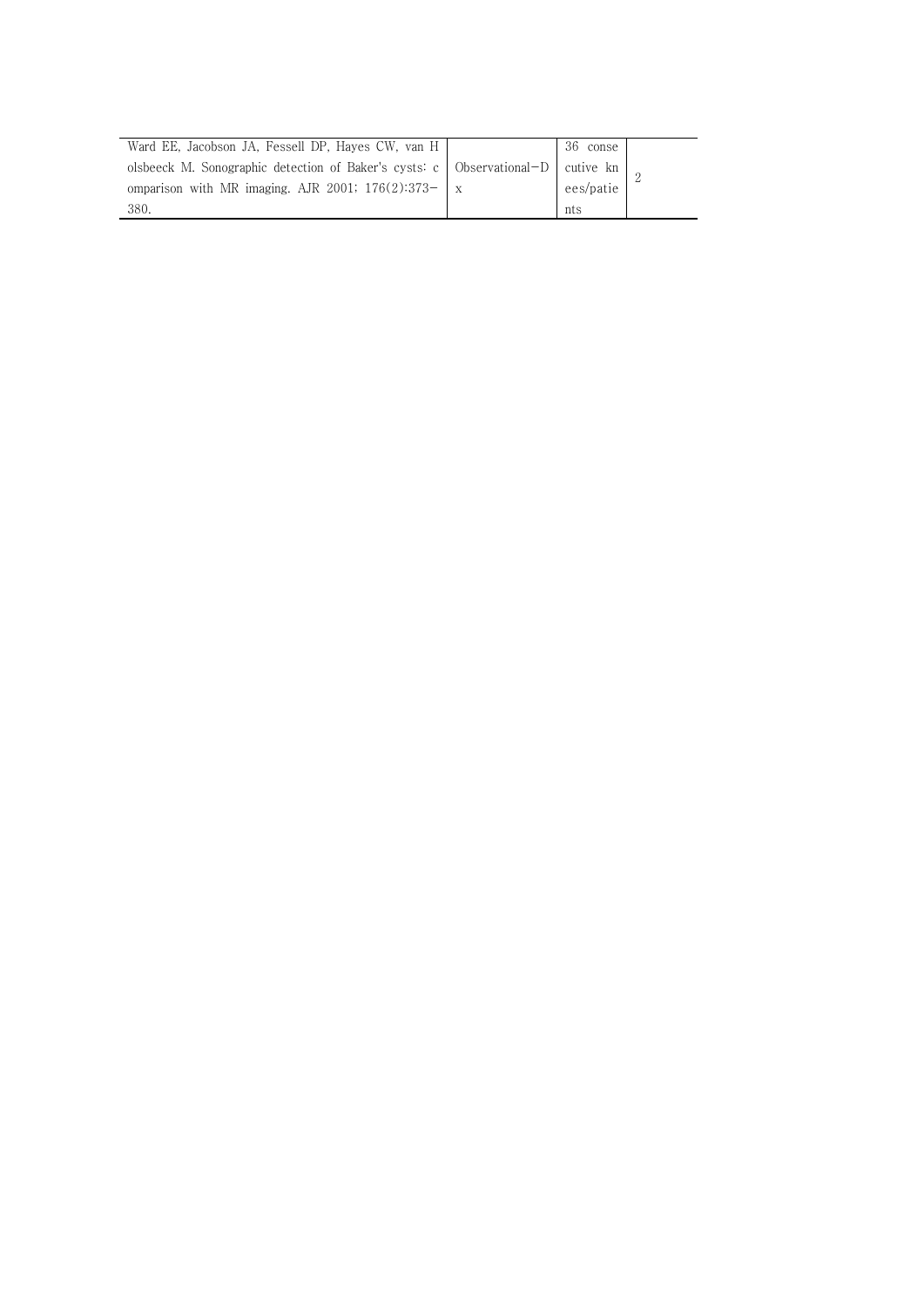| | | | |
|---|---|---|---|
| Ward EE, Jacobson JA, Fessell DP, Hayes CW, van Holsbeeck M. Sonographic detection of Baker's cysts: comparison with MR imaging. AJR 2001; 176(2):373–380. | Observational–Dx | 36 consecutive knees/patients | 2 |